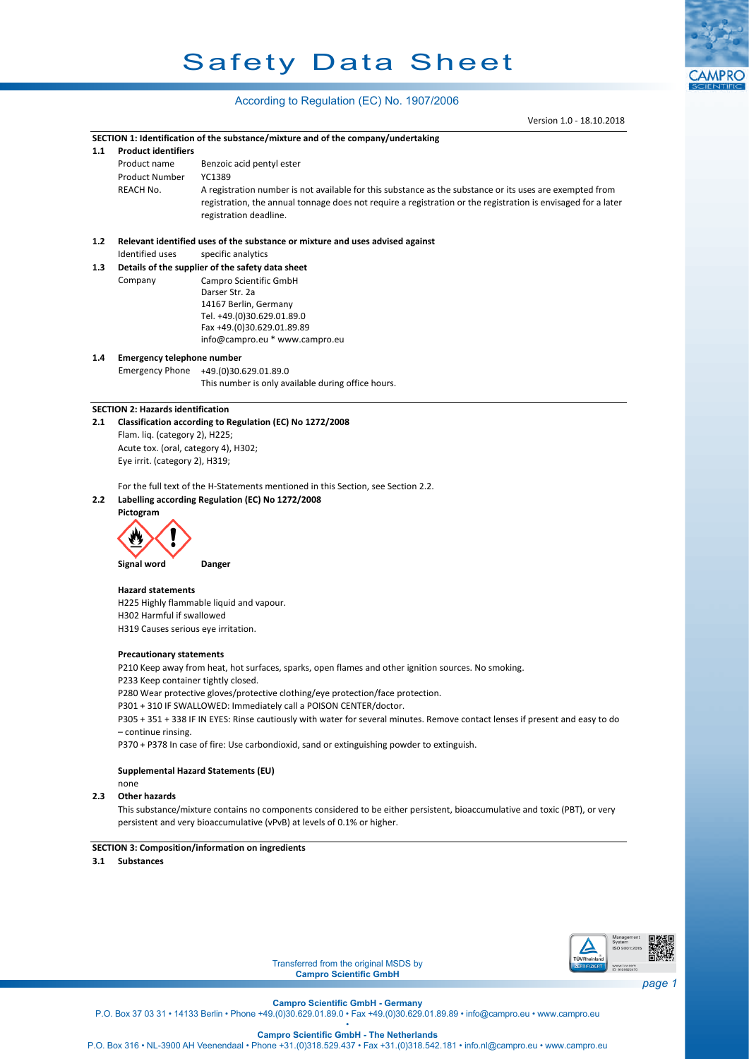# Safety Data Sheet

According to Regulation (EC) No. 1907/2006

Version 1.0 - 18.10.2018

## SECTION 1: Identification of the substance/mixture and of the company/undertaking

### 1.1 Product identifiers

| | |
|---|---|
| Product name | Benzoic acid pentyl ester |
| Product Number | YC1389 |
| REACH No. | A registration number is not available for this substance as the substance or its uses are exempted from registration, the annual tonnage does not require a registration or the registration is envisaged for a later registration deadline. |

### 1.2 Relevant identified uses of the substance or mixture and uses advised against

Identified uses specific analytics

### 1.3 Details of the supplier of the safety data sheet

Company
Campro Scientific GmbH
Darser Str. 2a
14167 Berlin, Germany
Tel. +49.(0)30.629.01.89.0
Fax +49.(0)30.629.01.89.89
info@campro.eu * www.campro.eu

### 1.4 Emergency telephone number

Emergency Phone +49.(0)30.629.01.89.0
This number is only available during office hours.

## SECTION 2: Hazards identification

### 2.1 Classification according to Regulation (EC) No 1272/2008

Flam. liq. (category 2), H225;
Acute tox. (oral, category 4), H302;
Eye irrit. (category 2), H319;

For the full text of the H-Statements mentioned in this Section, see Section 2.2.

### 2.2 Labelling according Regulation (EC) No 1272/2008

**Pictogram**

**Signal word** **Danger**

**Hazard statements**

H225 Highly flammable liquid and vapour.
H302 Harmful if swallowed
H319 Causes serious eye irritation.

**Precautionary statements**

P210 Keep away from heat, hot surfaces, sparks, open flames and other ignition sources. No smoking.
P233 Keep container tightly closed.
P280 Wear protective gloves/protective clothing/eye protection/face protection.
P301 + 310 IF SWALLOWED: Immediately call a POISON CENTER/doctor.
P305 + 351 + 338 IF IN EYES: Rinse cautiously with water for several minutes. Remove contact lenses if present and easy to do – continue rinsing.
P370 + P378 In case of fire: Use carbondioxid, sand or extinguishing powder to extinguish.

**Supplemental Hazard Statements (EU)**

none

### 2.3 Other hazards

This substance/mixture contains no components considered to be either persistent, bioaccumulative and toxic (PBT), or very persistent and very bioaccumulative (vPvB) at levels of 0.1% or higher.

## SECTION 3: Composition/information on ingredients

### 3.1 Substances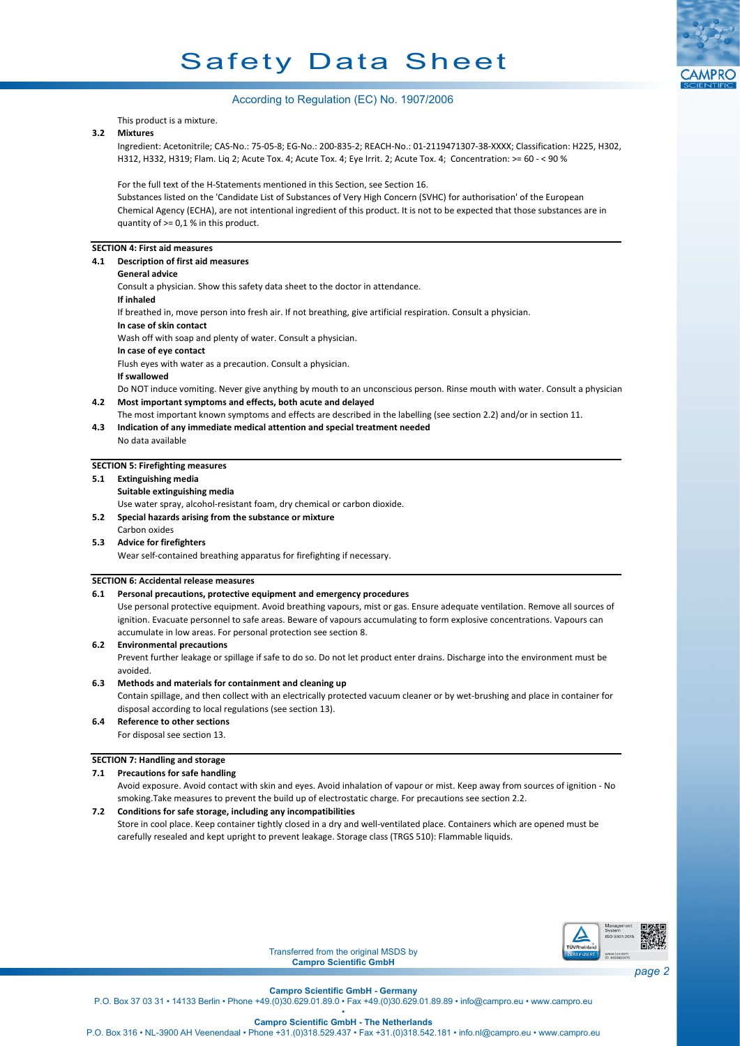This product is a mixture.

**3.2 Mixtures**

Ingredient: Acetonitrile; CAS-No.: 75-05-8; EG-No.: 200-835-2; REACH-No.: 01-2119471307-38-XXXX; Classification: H225, H302, H312, H332, H319; Flam. Liq 2; Acute Tox. 4; Acute Tox. 4; Eye Irrit. 2; Acute Tox. 4; Concentration: >= 60 - < 90 %

For the full text of the H-Statements mentioned in this Section, see Section 16.
Substances listed on the 'Candidate List of Substances of Very High Concern (SVHC) for authorisation' of the European Chemical Agency (ECHA), are not intentional ingredient of this product. It is not to be expected that those substances are in quantity of >= 0,1 % in this product.

## SECTION 4: First aid measures

**4.1 Description of first aid measures**

**General advice**

Consult a physician. Show this safety data sheet to the doctor in attendance.

**If inhaled**

If breathed in, move person into fresh air. If not breathing, give artificial respiration. Consult a physician.

**In case of skin contact**

Wash off with soap and plenty of water. Consult a physician.

**In case of eye contact**

Flush eyes with water as a precaution. Consult a physician.

**If swallowed**

Do NOT induce vomiting. Never give anything by mouth to an unconscious person. Rinse mouth with water. Consult a physician

**4.2 Most important symptoms and effects, both acute and delayed**

The most important known symptoms and effects are described in the labelling (see section 2.2) and/or in section 11.

**4.3 Indication of any immediate medical attention and special treatment needed**

No data available

## SECTION 5: Firefighting measures

**5.1 Extinguishing media**

**Suitable extinguishing media**

Use water spray, alcohol-resistant foam, dry chemical or carbon dioxide.

**5.2 Special hazards arising from the substance or mixture**

Carbon oxides

**5.3 Advice for firefighters**

Wear self-contained breathing apparatus for firefighting if necessary.

## SECTION 6: Accidental release measures

**6.1 Personal precautions, protective equipment and emergency procedures**

Use personal protective equipment. Avoid breathing vapours, mist or gas. Ensure adequate ventilation. Remove all sources of ignition. Evacuate personnel to safe areas. Beware of vapours accumulating to form explosive concentrations. Vapours can accumulate in low areas. For personal protection see section 8.

**6.2 Environmental precautions**

Prevent further leakage or spillage if safe to do so. Do not let product enter drains. Discharge into the environment must be avoided.

**6.3 Methods and materials for containment and cleaning up**

Contain spillage, and then collect with an electrically protected vacuum cleaner or by wet-brushing and place in container for disposal according to local regulations (see section 13).

**6.4 Reference to other sections**

For disposal see section 13.

## SECTION 7: Handling and storage

**7.1 Precautions for safe handling**

Avoid exposure. Avoid contact with skin and eyes. Avoid inhalation of vapour or mist. Keep away from sources of ignition - No smoking.Take measures to prevent the build up of electrostatic charge. For precautions see section 2.2.

**7.2 Conditions for safe storage, including any incompatibilities**

Store in cool place. Keep container tightly closed in a dry and well-ventilated place. Containers which are opened must be carefully resealed and kept upright to prevent leakage. Storage class (TRGS 510): Flammable liquids.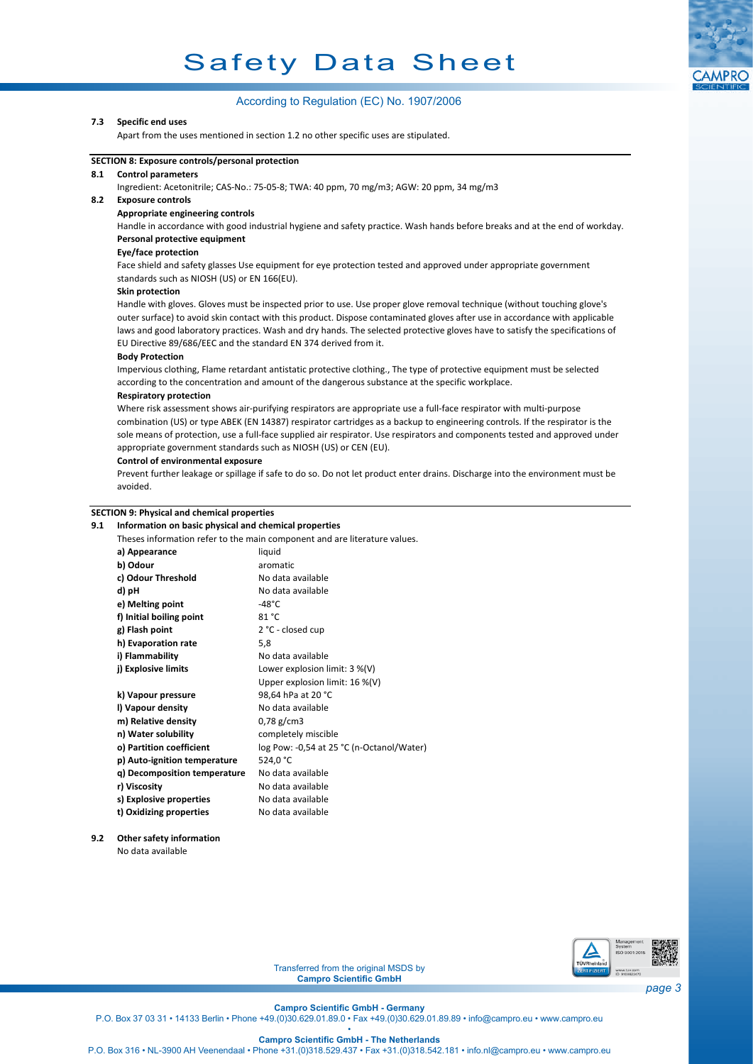**7.3 Specific end uses**

Apart from the uses mentioned in section 1.2 no other specific uses are stipulated.

## SECTION 8: Exposure controls/personal protection

**8.1 Control parameters**

Ingredient: Acetonitrile; CAS-No.: 75-05-8; TWA: 40 ppm, 70 mg/m3; AGW: 20 ppm, 34 mg/m3

**8.2 Exposure controls**

**Appropriate engineering controls**

Handle in accordance with good industrial hygiene and safety practice. Wash hands before breaks and at the end of workday.

**Personal protective equipment**

**Eye/face protection**

Face shield and safety glasses Use equipment for eye protection tested and approved under appropriate government standards such as NIOSH (US) or EN 166(EU).

**Skin protection**

Handle with gloves. Gloves must be inspected prior to use. Use proper glove removal technique (without touching glove's outer surface) to avoid skin contact with this product. Dispose contaminated gloves after use in accordance with applicable laws and good laboratory practices. Wash and dry hands. The selected protective gloves have to satisfy the specifications of EU Directive 89/686/EEC and the standard EN 374 derived from it.

**Body Protection**

Impervious clothing, Flame retardant antistatic protective clothing., The type of protective equipment must be selected according to the concentration and amount of the dangerous substance at the specific workplace.

**Respiratory protection**

Where risk assessment shows air-purifying respirators are appropriate use a full-face respirator with multi-purpose combination (US) or type ABEK (EN 14387) respirator cartridges as a backup to engineering controls. If the respirator is the sole means of protection, use a full-face supplied air respirator. Use respirators and components tested and approved under appropriate government standards such as NIOSH (US) or CEN (EU).

**Control of environmental exposure**

Prevent further leakage or spillage if safe to do so. Do not let product enter drains. Discharge into the environment must be avoided.

## SECTION 9: Physical and chemical properties

**9.1 Information on basic physical and chemical properties**

Theses information refer to the main component and are literature values.

| | |
|---|---|
| **a) Appearance** | liquid |
| **b) Odour** | aromatic |
| **c) Odour Threshold** | No data available |
| **d) pH** | No data available |
| **e) Melting point** | -48°C |
| **f) Initial boiling point** | 81 °C |
| **g) Flash point** | 2 °C - closed cup |
| **h) Evaporation rate** | 5,8 |
| **i) Flammability** | No data available |
| **j) Explosive limits** | Lower explosion limit: 3 %(V)<br>Upper explosion limit: 16 %(V) |
| **k) Vapour pressure** | 98,64 hPa at 20 °C |
| **l) Vapour density** | No data available |
| **m) Relative density** | 0,78 g/cm3 |
| **n) Water solubility** | completely miscible |
| **o) Partition coefficient** | log Pow: -0,54 at 25 °C (n-Octanol/Water) |
| **p) Auto-ignition temperature** | 524,0 °C |
| **q) Decomposition temperature** | No data available |
| **r) Viscosity** | No data available |
| **s) Explosive properties** | No data available |
| **t) Oxidizing properties** | No data available |

**9.2 Other safety information**

No data available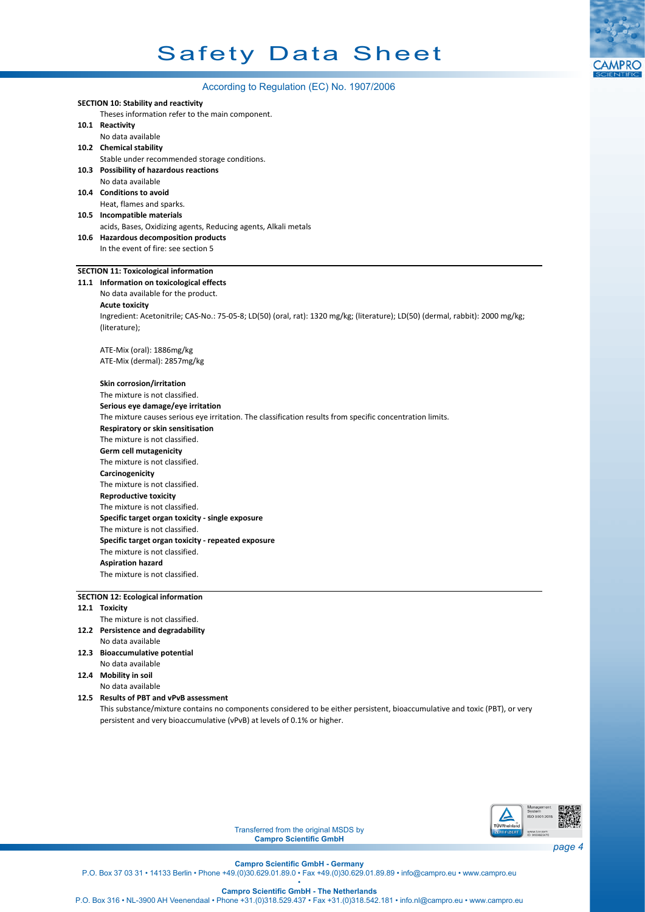## SECTION 10: Stability and reactivity

Theses information refer to the main component.

**10.1 Reactivity**

No data available

**10.2 Chemical stability**

Stable under recommended storage conditions.

**10.3 Possibility of hazardous reactions**

No data available

**10.4 Conditions to avoid**

Heat, flames and sparks.

**10.5 Incompatible materials**

acids, Bases, Oxidizing agents, Reducing agents, Alkali metals

**10.6 Hazardous decomposition products**

In the event of fire: see section 5

## SECTION 11: Toxicological information

**11.1 Information on toxicological effects**

No data available for the product.

**Acute toxicity**

Ingredient: Acetonitrile; CAS-No.: 75-05-8; LD(50) (oral, rat): 1320 mg/kg; (literature); LD(50) (dermal, rabbit): 2000 mg/kg; (literature);

ATE-Mix (oral): 1886mg/kg
ATE-Mix (dermal): 2857mg/kg

**Skin corrosion/irritation**

The mixture is not classified.

**Serious eye damage/eye irritation**

The mixture causes serious eye irritation. The classification results from specific concentration limits.

**Respiratory or skin sensitisation**

The mixture is not classified.

**Germ cell mutagenicity**

The mixture is not classified.

**Carcinogenicity**

The mixture is not classified.

**Reproductive toxicity**

The mixture is not classified.

**Specific target organ toxicity - single exposure**

The mixture is not classified.

**Specific target organ toxicity - repeated exposure**

The mixture is not classified.

**Aspiration hazard**

The mixture is not classified.

## SECTION 12: Ecological information

**12.1 Toxicity**

The mixture is not classified.

**12.2 Persistence and degradability**

No data available

**12.3 Bioaccumulative potential**

No data available

**12.4 Mobility in soil**

No data available

**12.5 Results of PBT and vPvB assessment**

This substance/mixture contains no components considered to be either persistent, bioaccumulative and toxic (PBT), or very persistent and very bioaccumulative (vPvB) at levels of 0.1% or higher.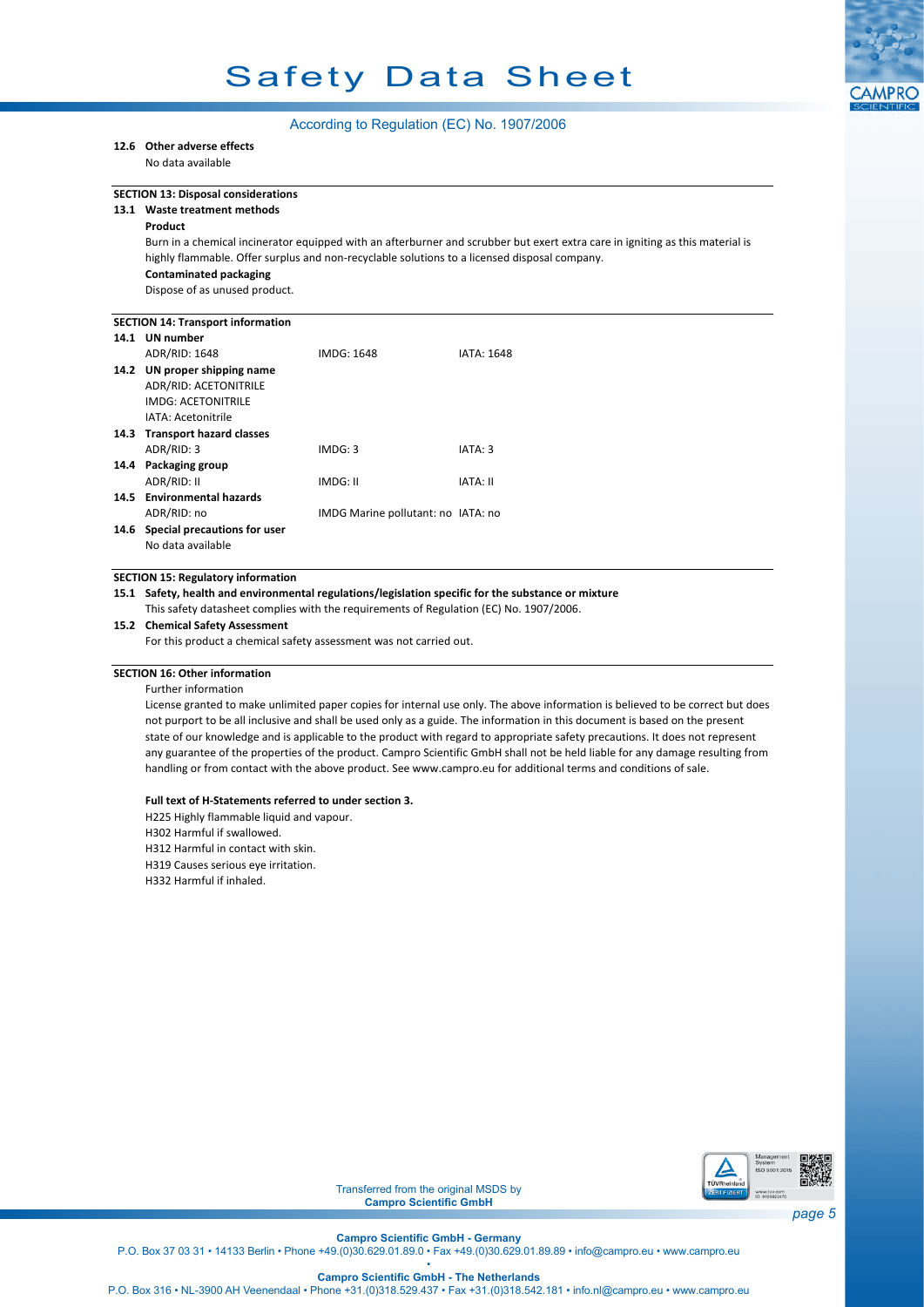**12.6 Other adverse effects**

No data available

## SECTION 13: Disposal considerations

**13.1 Waste treatment methods**

**Product**

Burn in a chemical incinerator equipped with an afterburner and scrubber but exert extra care in igniting as this material is highly flammable. Offer surplus and non-recyclable solutions to a licensed disposal company.

**Contaminated packaging**

Dispose of as unused product.

## SECTION 14: Transport information

**14.1 UN number**

| | | |
|---|---|---|
| ADR/RID: 1648 | IMDG: 1648 | IATA: 1648 |

**14.2 UN proper shipping name**

ADR/RID: ACETONITRILE
IMDG: ACETONITRILE
IATA: Acetonitrile

**14.3 Transport hazard classes**

| | | |
|---|---|---|
| ADR/RID: 3 | IMDG: 3 | IATA: 3 |

**14.4 Packaging group**

| | | |
|---|---|---|
| ADR/RID: II | IMDG: II | IATA: II |

**14.5 Environmental hazards**

| | | |
|---|---|---|
| ADR/RID: no | IMDG Marine pollutant: no | IATA: no |

**14.6 Special precautions for user**

No data available

## SECTION 15: Regulatory information

**15.1 Safety, health and environmental regulations/legislation specific for the substance or mixture**

This safety datasheet complies with the requirements of Regulation (EC) No. 1907/2006.

**15.2 Chemical Safety Assessment**

For this product a chemical safety assessment was not carried out.

## SECTION 16: Other information

Further information

License granted to make unlimited paper copies for internal use only. The above information is believed to be correct but does not purport to be all inclusive and shall be used only as a guide. The information in this document is based on the present state of our knowledge and is applicable to the product with regard to appropriate safety precautions. It does not represent any guarantee of the properties of the product. Campro Scientific GmbH shall not be held liable for any damage resulting from handling or from contact with the above product. See www.campro.eu for additional terms and conditions of sale.

**Full text of H-Statements referred to under section 3.**

H225 Highly flammable liquid and vapour.
H302 Harmful if swallowed.
H312 Harmful in contact with skin.
H319 Causes serious eye irritation.
H332 Harmful if inhaled.